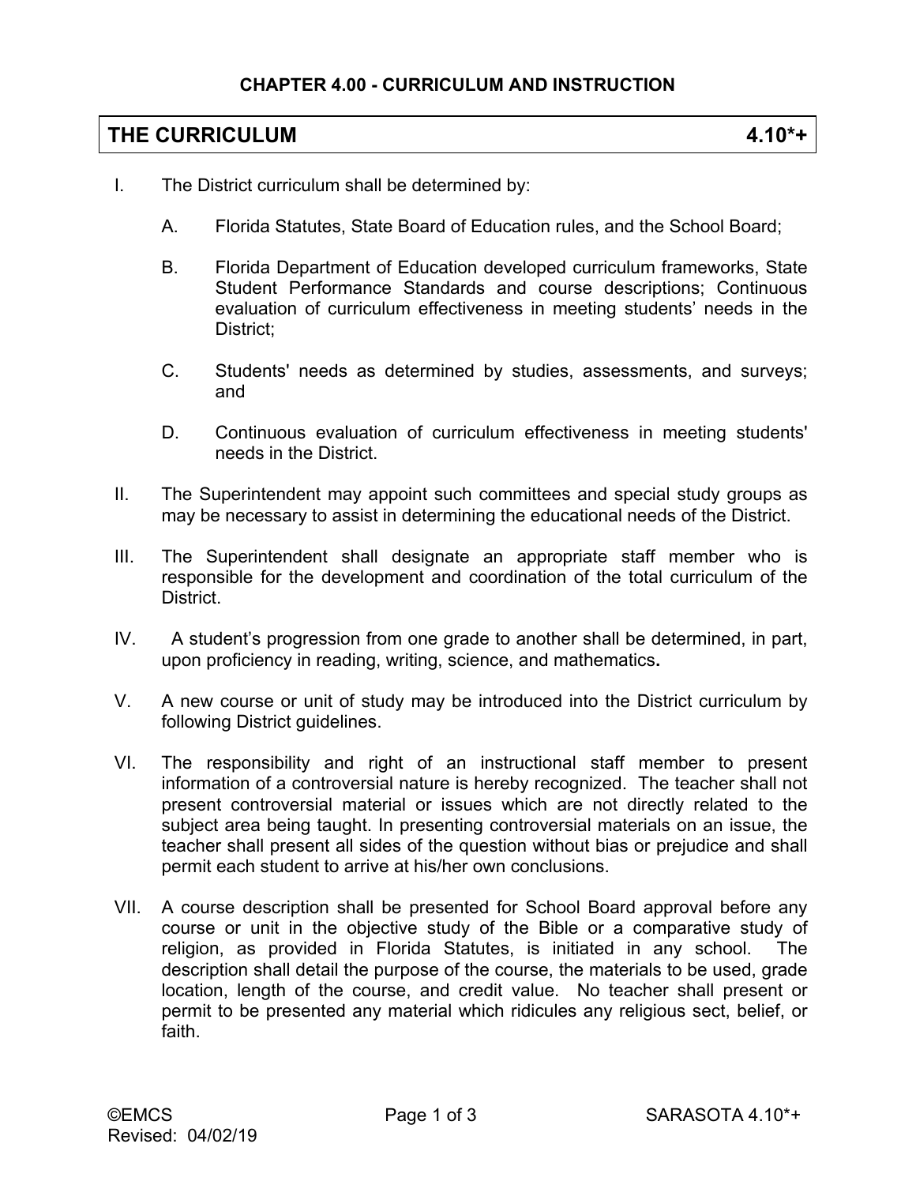## CHAPTER 4.00 - CURRICULUM AND INSTRUCTION

## THE CURRICULUM 4.10*+

I. The District curriculum shall be determined by:

   A. Florida Statutes, State Board of Education rules, and the School Board;

   B. Florida Department of Education developed curriculum frameworks, State Student Performance Standards and course descriptions; Continuous evaluation of curriculum effectiveness in meeting students' needs in the District;

   C. Students' needs as determined by studies, assessments, and surveys; and

   D. Continuous evaluation of curriculum effectiveness in meeting students' needs in the District.

II. The Superintendent may appoint such committees and special study groups as may be necessary to assist in determining the educational needs of the District.

III. The Superintendent shall designate an appropriate staff member who is responsible for the development and coordination of the total curriculum of the District.

IV. A student's progression from one grade to another shall be determined, in part, upon proficiency in reading, writing, science, and mathematics**.**

V. A new course or unit of study may be introduced into the District curriculum by following District guidelines.

VI. The responsibility and right of an instructional staff member to present information of a controversial nature is hereby recognized. The teacher shall not present controversial material or issues which are not directly related to the subject area being taught. In presenting controversial materials on an issue, the teacher shall present all sides of the question without bias or prejudice and shall permit each student to arrive at his/her own conclusions.

VII. A course description shall be presented for School Board approval before any course or unit in the objective study of the Bible or a comparative study of religion, as provided in Florida Statutes, is initiated in any school. The description shall detail the purpose of the course, the materials to be used, grade location, length of the course, and credit value. No teacher shall present or permit to be presented any material which ridicules any religious sect, belief, or faith.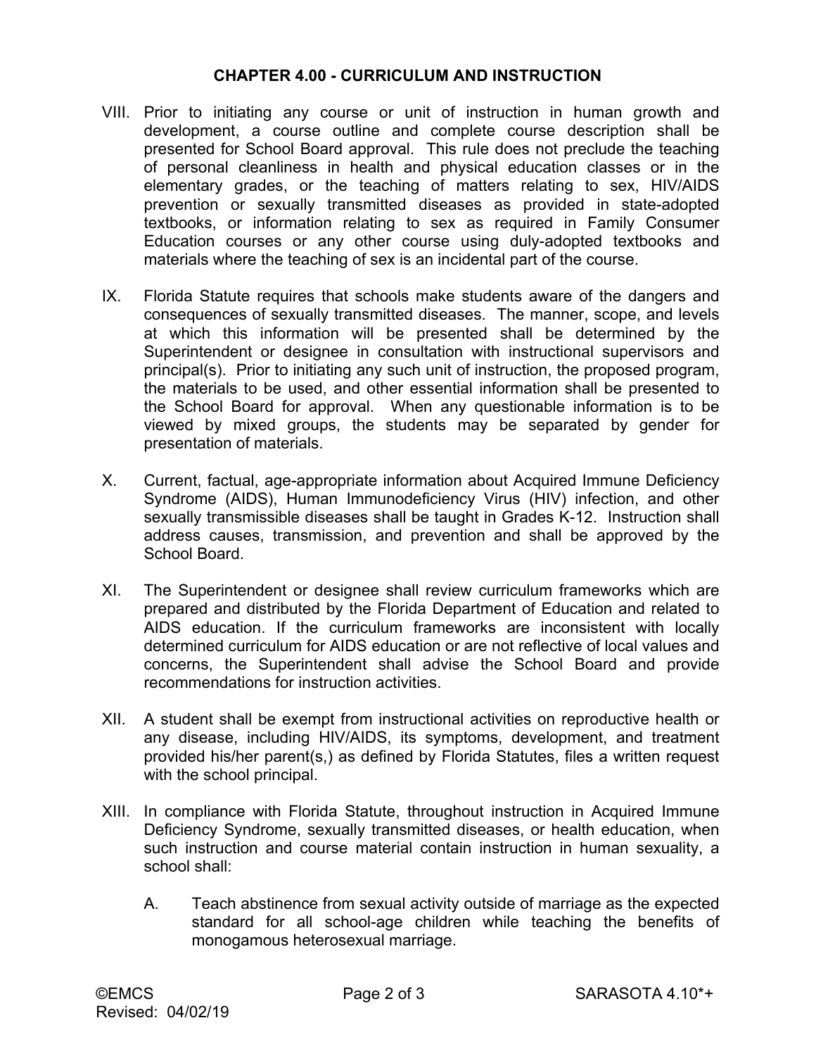## CHAPTER 4.00 - CURRICULUM AND INSTRUCTION

VIII. Prior to initiating any course or unit of instruction in human growth and development, a course outline and complete course description shall be presented for School Board approval. This rule does not preclude the teaching of personal cleanliness in health and physical education classes or in the elementary grades, or the teaching of matters relating to sex, HIV/AIDS prevention or sexually transmitted diseases as provided in state-adopted textbooks, or information relating to sex as required in Family Consumer Education courses or any other course using duly-adopted textbooks and materials where the teaching of sex is an incidental part of the course.

IX. Florida Statute requires that schools make students aware of the dangers and consequences of sexually transmitted diseases. The manner, scope, and levels at which this information will be presented shall be determined by the Superintendent or designee in consultation with instructional supervisors and principal(s). Prior to initiating any such unit of instruction, the proposed program, the materials to be used, and other essential information shall be presented to the School Board for approval. When any questionable information is to be viewed by mixed groups, the students may be separated by gender for presentation of materials.

X. Current, factual, age-appropriate information about Acquired Immune Deficiency Syndrome (AIDS), Human Immunodeficiency Virus (HIV) infection, and other sexually transmissible diseases shall be taught in Grades K-12. Instruction shall address causes, transmission, and prevention and shall be approved by the School Board.

XI. The Superintendent or designee shall review curriculum frameworks which are prepared and distributed by the Florida Department of Education and related to AIDS education. If the curriculum frameworks are inconsistent with locally determined curriculum for AIDS education or are not reflective of local values and concerns, the Superintendent shall advise the School Board and provide recommendations for instruction activities.

XII. A student shall be exempt from instructional activities on reproductive health or any disease, including HIV/AIDS, its symptoms, development, and treatment provided his/her parent(s,) as defined by Florida Statutes, files a written request with the school principal.

XIII. In compliance with Florida Statute, throughout instruction in Acquired Immune Deficiency Syndrome, sexually transmitted diseases, or health education, when such instruction and course material contain instruction in human sexuality, a school shall:

   A. Teach abstinence from sexual activity outside of marriage as the expected standard for all school-age children while teaching the benefits of monogamous heterosexual marriage.

©EMCS SARASOTA 4.10*+
Revised: 04/02/19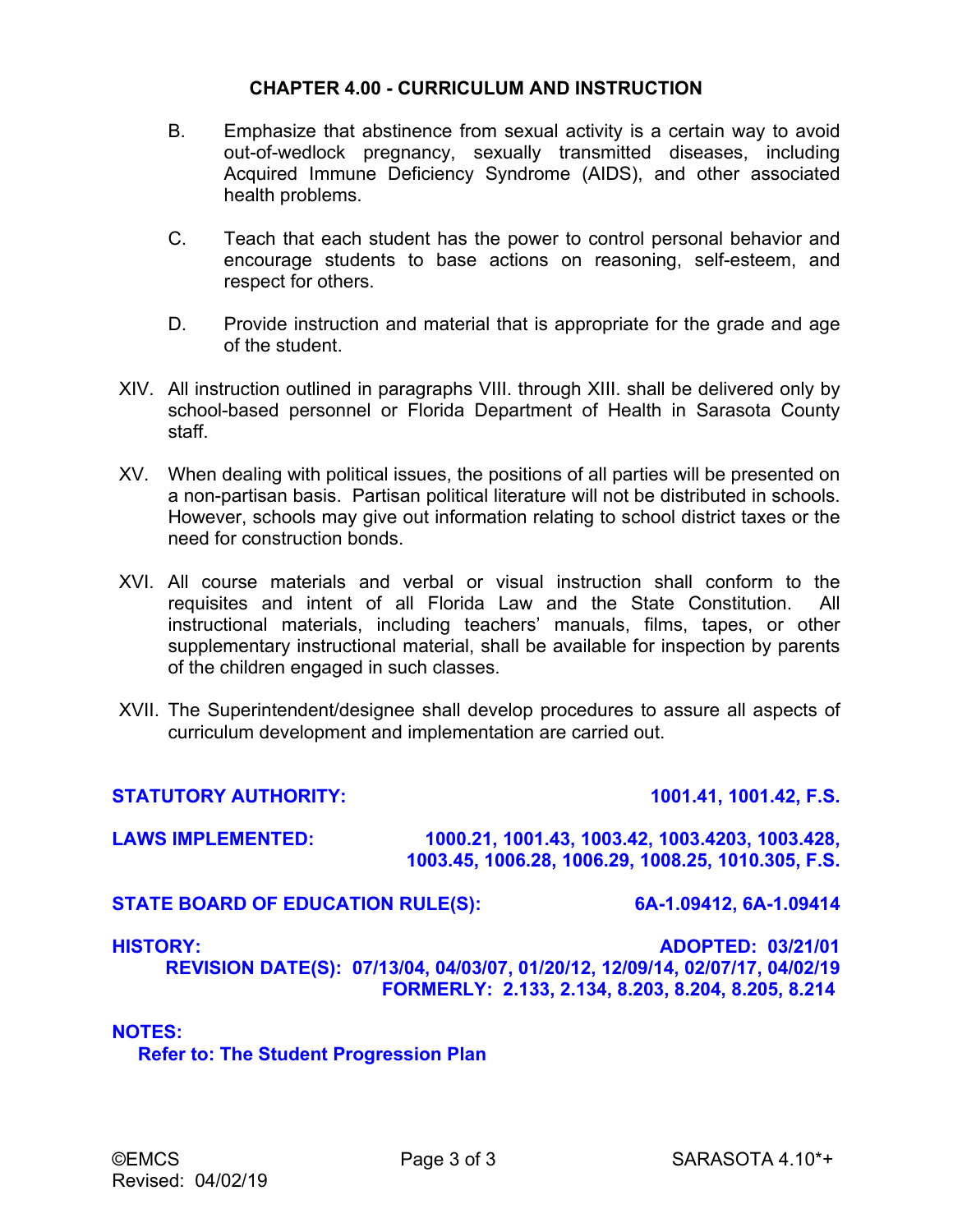B. Emphasize that abstinence from sexual activity is a certain way to avoid out-of-wedlock pregnancy, sexually transmitted diseases, including Acquired Immune Deficiency Syndrome (AIDS), and other associated health problems.

C. Teach that each student has the power to control personal behavior and encourage students to base actions on reasoning, self-esteem, and respect for others.

D. Provide instruction and material that is appropriate for the grade and age of the student.

XIV. All instruction outlined in paragraphs VIII. through XIII. shall be delivered only by school-based personnel or Florida Department of Health in Sarasota County staff.

XV. When dealing with political issues, the positions of all parties will be presented on a non-partisan basis. Partisan political literature will not be distributed in schools. However, schools may give out information relating to school district taxes or the need for construction bonds.

XVI. All course materials and verbal or visual instruction shall conform to the requisites and intent of all Florida Law and the State Constitution. All instructional materials, including teachers' manuals, films, tapes, or other supplementary instructional material, shall be available for inspection by parents of the children engaged in such classes.

XVII. The Superintendent/designee shall develop procedures to assure all aspects of curriculum development and implementation are carried out.

**STATUTORY AUTHORITY:** **1001.41, 1001.42, F.S.**

**LAWS IMPLEMENTED:** **1000.21, 1001.43, 1003.42, 1003.4203, 1003.428, 1003.45, 1006.28, 1006.29, 1008.25, 1010.305, F.S.**

**STATE BOARD OF EDUCATION RULE(S):** **6A-1.09412, 6A-1.09414**

**HISTORY:** **ADOPTED: 03/21/01**
**REVISION DATE(S): 07/13/04, 04/03/07, 01/20/12, 12/09/14, 02/07/17, 04/02/19**
**FORMERLY: 2.133, 2.134, 8.203, 8.204, 8.205, 8.214**

**NOTES:**
**Refer to: The Student Progression Plan**